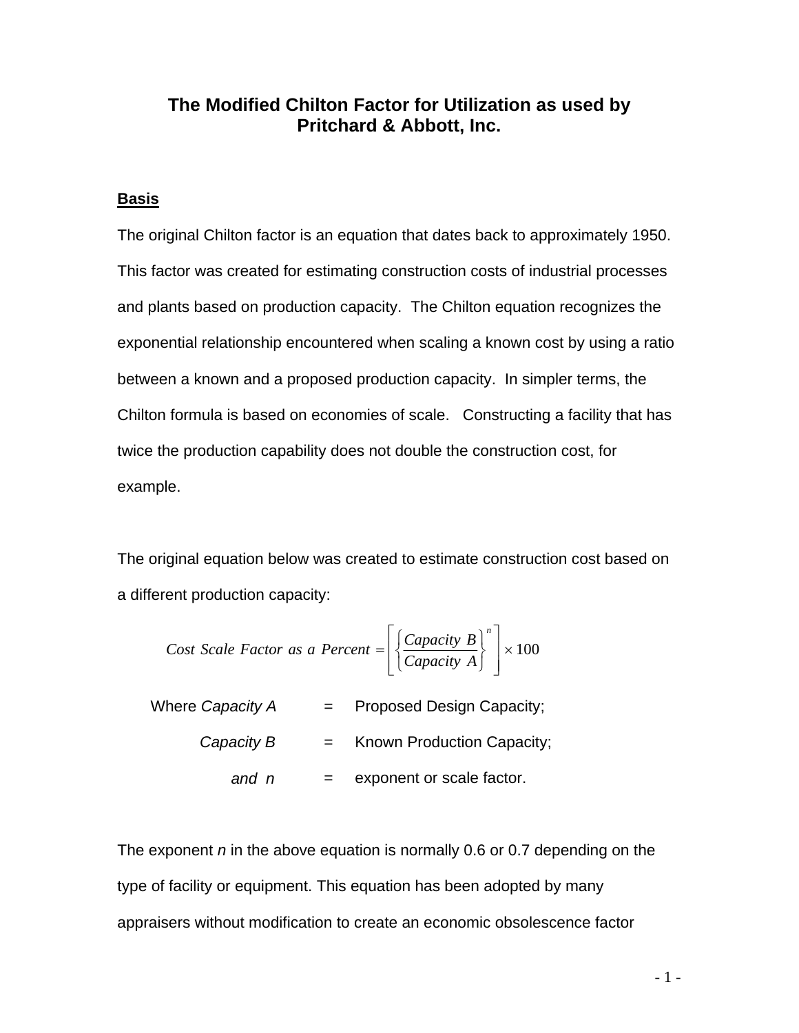# The Modified Chilton Factor for Utilization as used by Pritchard & Abbott, Inc.

## Basis

The original Chilton factor is an equation that dates back to approximately 1950. This factor was created for estimating construction costs of industrial processes and plants based on production capacity. The Chilton equation recognizes the exponential relationship encountered when scaling a known cost by using a ratio between a known and a proposed production capacity. In simpler terms, the Chilton formula is based on economies of scale. Constructing a facility that has twice the production capability does not double the construction cost, for example.

The original equation below was created to estimate construction cost based on a different production capacity:

$$Cost\ Scale\ Factor\ as\ a\ Percent = \left[ \left\{ \frac{Capacity\ B}{Capacity\ A} \right\}^{n} \right] \times 100$$

Where *Capacity A* = Proposed Design Capacity;

*Capacity B* = Known Production Capacity;

*and n* = exponent or scale factor.

The exponent *n* in the above equation is normally 0.6 or 0.7 depending on the type of facility or equipment. This equation has been adopted by many appraisers without modification to create an economic obsolescence factor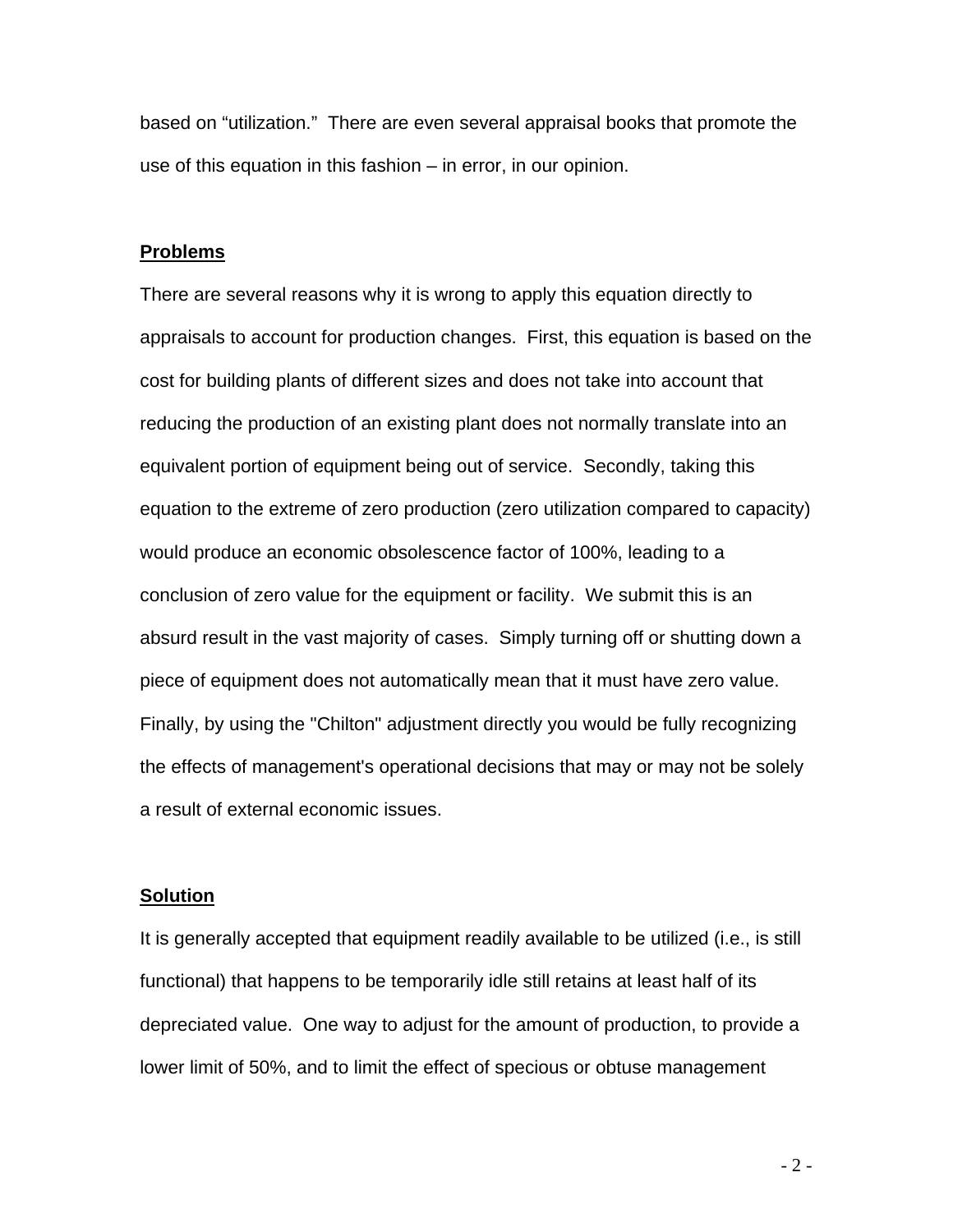based on “utilization.” There are even several appraisal books that promote the use of this equation in this fashion – in error, in our opinion.

**Problems**

There are several reasons why it is wrong to apply this equation directly to appraisals to account for production changes. First, this equation is based on the cost for building plants of different sizes and does not take into account that reducing the production of an existing plant does not normally translate into an equivalent portion of equipment being out of service. Secondly, taking this equation to the extreme of zero production (zero utilization compared to capacity) would produce an economic obsolescence factor of 100%, leading to a conclusion of zero value for the equipment or facility. We submit this is an absurd result in the vast majority of cases. Simply turning off or shutting down a piece of equipment does not automatically mean that it must have zero value. Finally, by using the "Chilton" adjustment directly you would be fully recognizing the effects of management's operational decisions that may or may not be solely a result of external economic issues.

**Solution**

It is generally accepted that equipment readily available to be utilized (i.e., is still functional) that happens to be temporarily idle still retains at least half of its depreciated value. One way to adjust for the amount of production, to provide a lower limit of 50%, and to limit the effect of specious or obtuse management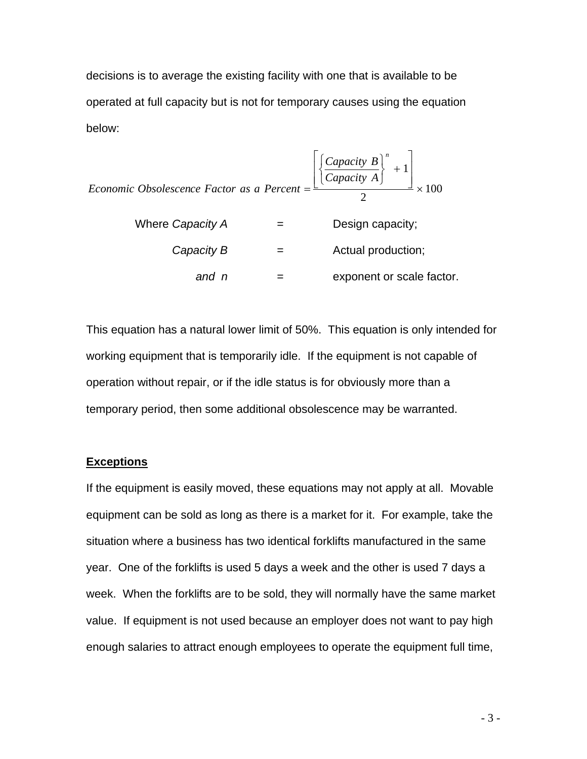decisions is to average the existing facility with one that is available to be operated at full capacity but is not for temporary causes using the equation below:

$$Economic\ Obsolescence\ Factor\ as\ a\ Percent = \frac{\left[\left\{\frac{Capacity\ B}{Capacity\ A}\right\}^{n} + 1\right]}{2} \times 100$$

| | | |
|---|---|---|
| Where *Capacity A* | = | Design capacity; |
| *Capacity B* | = | Actual production; |
| *and n* | = | exponent or scale factor. |

This equation has a natural lower limit of 50%. This equation is only intended for working equipment that is temporarily idle. If the equipment is not capable of operation without repair, or if the idle status is for obviously more than a temporary period, then some additional obsolescence may be warranted.

**Exceptions**

If the equipment is easily moved, these equations may not apply at all. Movable equipment can be sold as long as there is a market for it. For example, take the situation where a business has two identical forklifts manufactured in the same year. One of the forklifts is used 5 days a week and the other is used 7 days a week. When the forklifts are to be sold, they will normally have the same market value. If equipment is not used because an employer does not want to pay high enough salaries to attract enough employees to operate the equipment full time,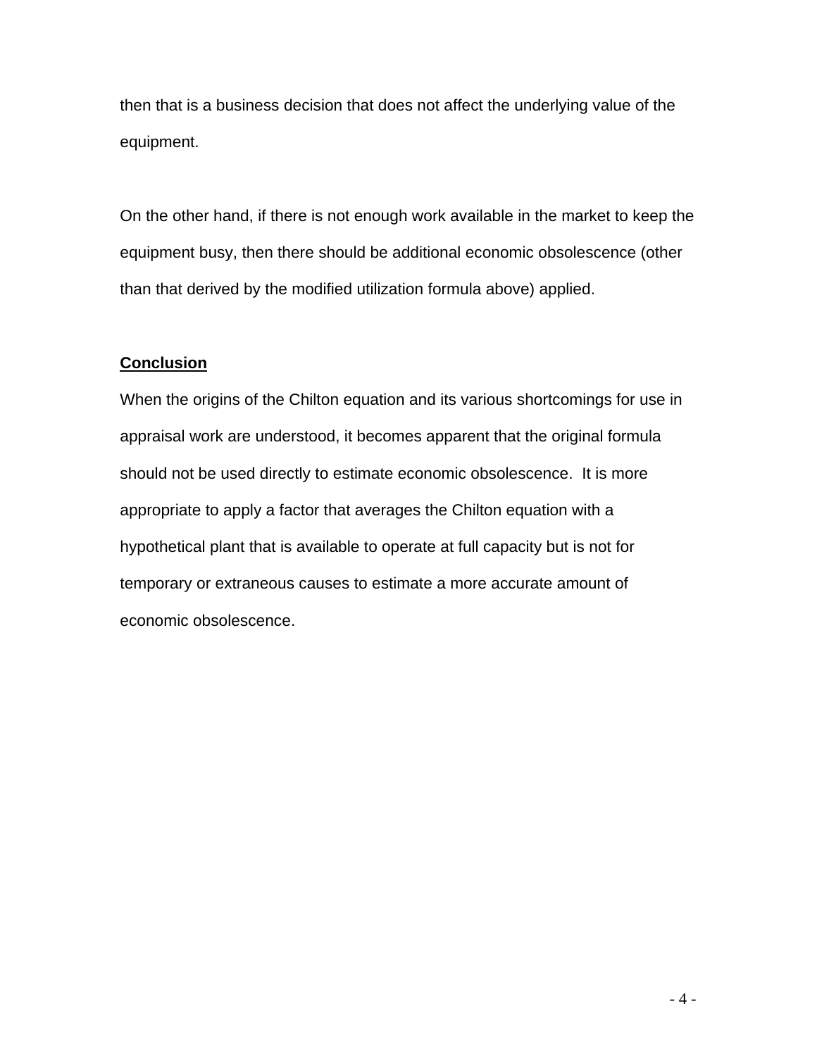then that is a business decision that does not affect the underlying value of the equipment.

On the other hand, if there is not enough work available in the market to keep the equipment busy, then there should be additional economic obsolescence (other than that derived by the modified utilization formula above) applied.

**Conclusion**

When the origins of the Chilton equation and its various shortcomings for use in appraisal work are understood, it becomes apparent that the original formula should not be used directly to estimate economic obsolescence. It is more appropriate to apply a factor that averages the Chilton equation with a hypothetical plant that is available to operate at full capacity but is not for temporary or extraneous causes to estimate a more accurate amount of economic obsolescence.